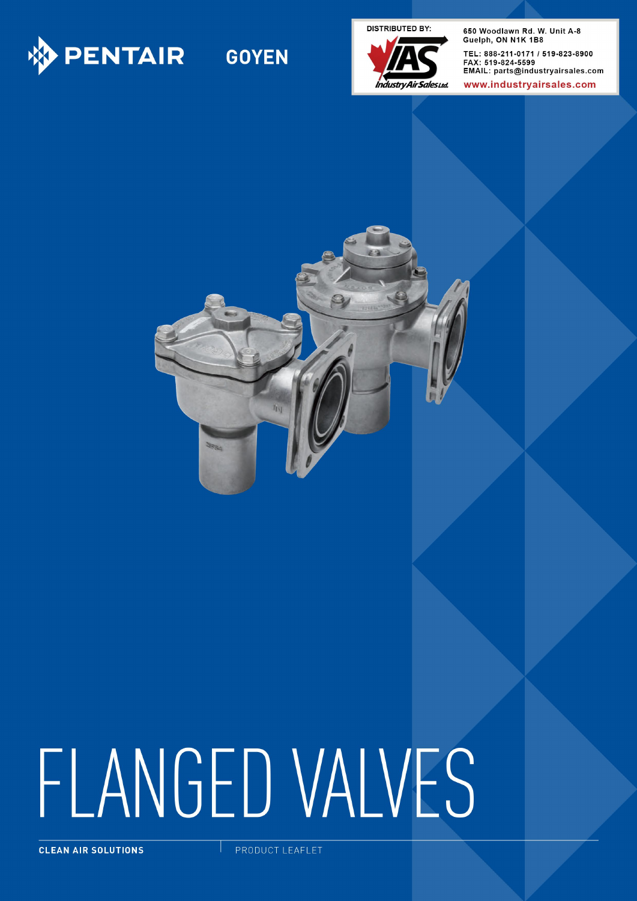PENTAIR GOYEN

DISTRIBUTED BY:

Industry Air Sales Ltd.

650 Woodlawn Rd. W. Unit A-8
Guelph, ON N1K 1B8

TEL: 888-211-0171 / 519-823-8900
FAX: 519-824-5599
EMAIL: parts@industryairsales.com

www.industryairsales.com

# FLANGED VALVES

**CLEAN AIR SOLUTIONS** | PRODUCT LEAFLET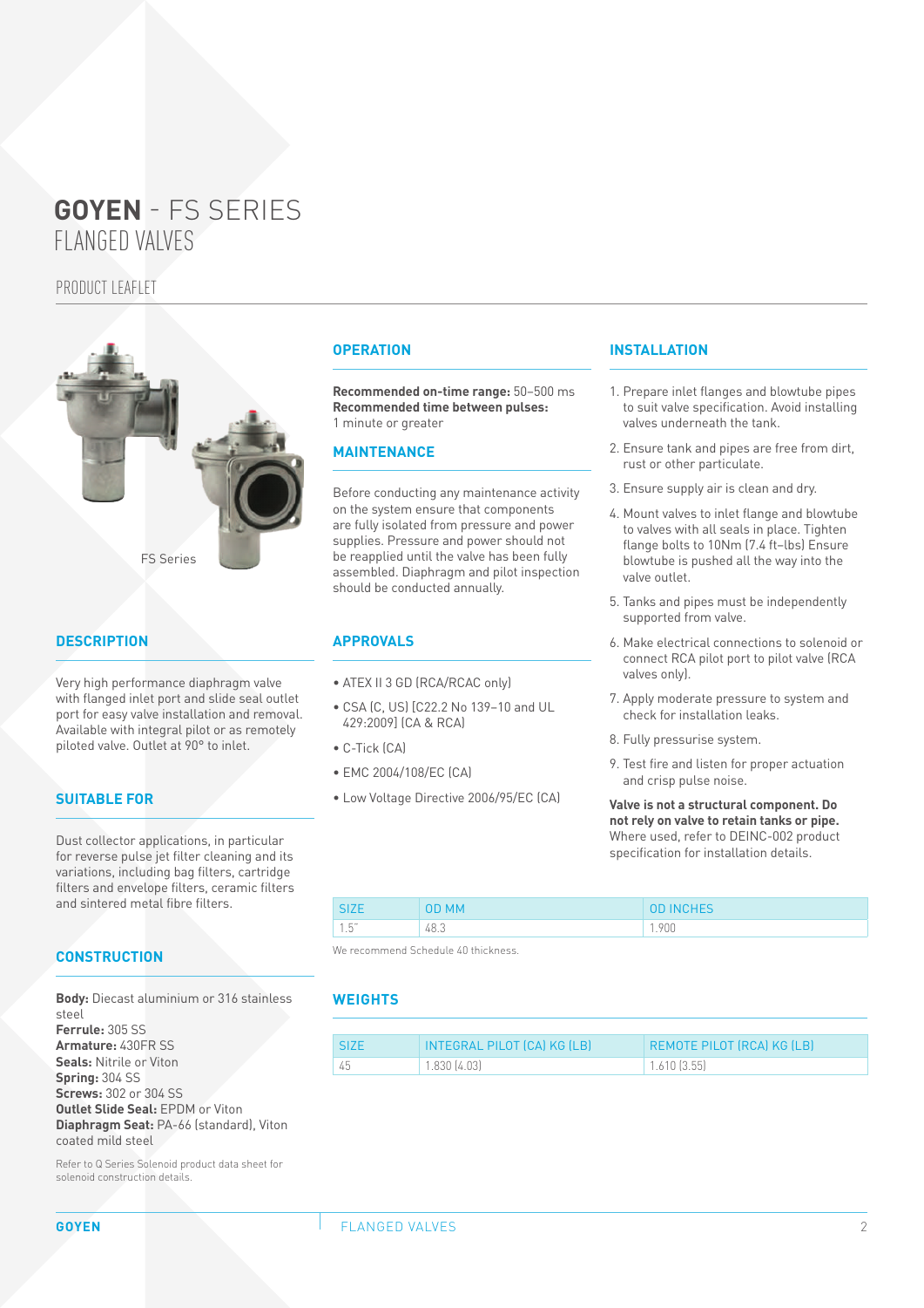# GOYEN - FS SERIES
## FLANGED VALVES

PRODUCT LEAFLET

FS Series

### DESCRIPTION

Very high performance diaphragm valve with flanged inlet port and slide seal outlet port for easy valve installation and removal. Available with integral pilot or as remotely piloted valve. Outlet at 90° to inlet.

### SUITABLE FOR

Dust collector applications, in particular for reverse pulse jet filter cleaning and its variations, including bag filters, cartridge filters and envelope filters, ceramic filters and sintered metal fibre filters.

### CONSTRUCTION

**Body:** Diecast aluminium or 316 stainless steel
**Ferrule:** 305 SS
**Armature:** 430FR SS
**Seals:** Nitrile or Viton
**Spring:** 304 SS
**Screws:** 302 or 304 SS
**Outlet Slide Seal:** EPDM or Viton
**Diaphragm Seat:** PA-66 (standard), Viton coated mild steel

Refer to Q Series Solenoid product data sheet for solenoid construction details.

### OPERATION

**Recommended on-time range:** 50–500 ms
**Recommended time between pulses:** 1 minute or greater

### MAINTENANCE

Before conducting any maintenance activity on the system ensure that components are fully isolated from pressure and power supplies. Pressure and power should not be reapplied until the valve has been fully assembled. Diaphragm and pilot inspection should be conducted annually.

### APPROVALS

- ATEX II 3 GD (RCA/RCAC only)
- CSA (C, US) [C22.2 No 139–10 and UL 429:2009] (CA & RCA)
- C-Tick (CA)
- EMC 2004/108/EC (CA)
- Low Voltage Directive 2006/95/EC (CA)

### INSTALLATION

1. Prepare inlet flanges and blowtube pipes to suit valve specification. Avoid installing valves underneath the tank.
2. Ensure tank and pipes are free from dirt, rust or other particulate.
3. Ensure supply air is clean and dry.
4. Mount valves to inlet flange and blowtube to valves with all seals in place. Tighten flange bolts to 10Nm (7.4 ft–lbs) Ensure blowtube is pushed all the way into the valve outlet.
5. Tanks and pipes must be independently supported from valve.
6. Make electrical connections to solenoid or connect RCA pilot port to pilot valve (RCA valves only).
7. Apply moderate pressure to system and check for installation leaks.
8. Fully pressurise system.
9. Test fire and listen for proper actuation and crisp pulse noise.

**Valve is not a structural component. Do not rely on valve to retain tanks or pipe.** Where used, refer to DEINC-002 product specification for installation details.

| SIZE | OD MM | OD INCHES |
|---|---|---|
| 1.5" | 48.3 | 1.900 |

We recommend Schedule 40 thickness.

### WEIGHTS

| SIZE | INTEGRAL PILOT (CA) KG (LB) | REMOTE PILOT (RCA) KG (LB) |
|---|---|---|
| 45 | 1.830 (4.03) | 1.610 (3.55) |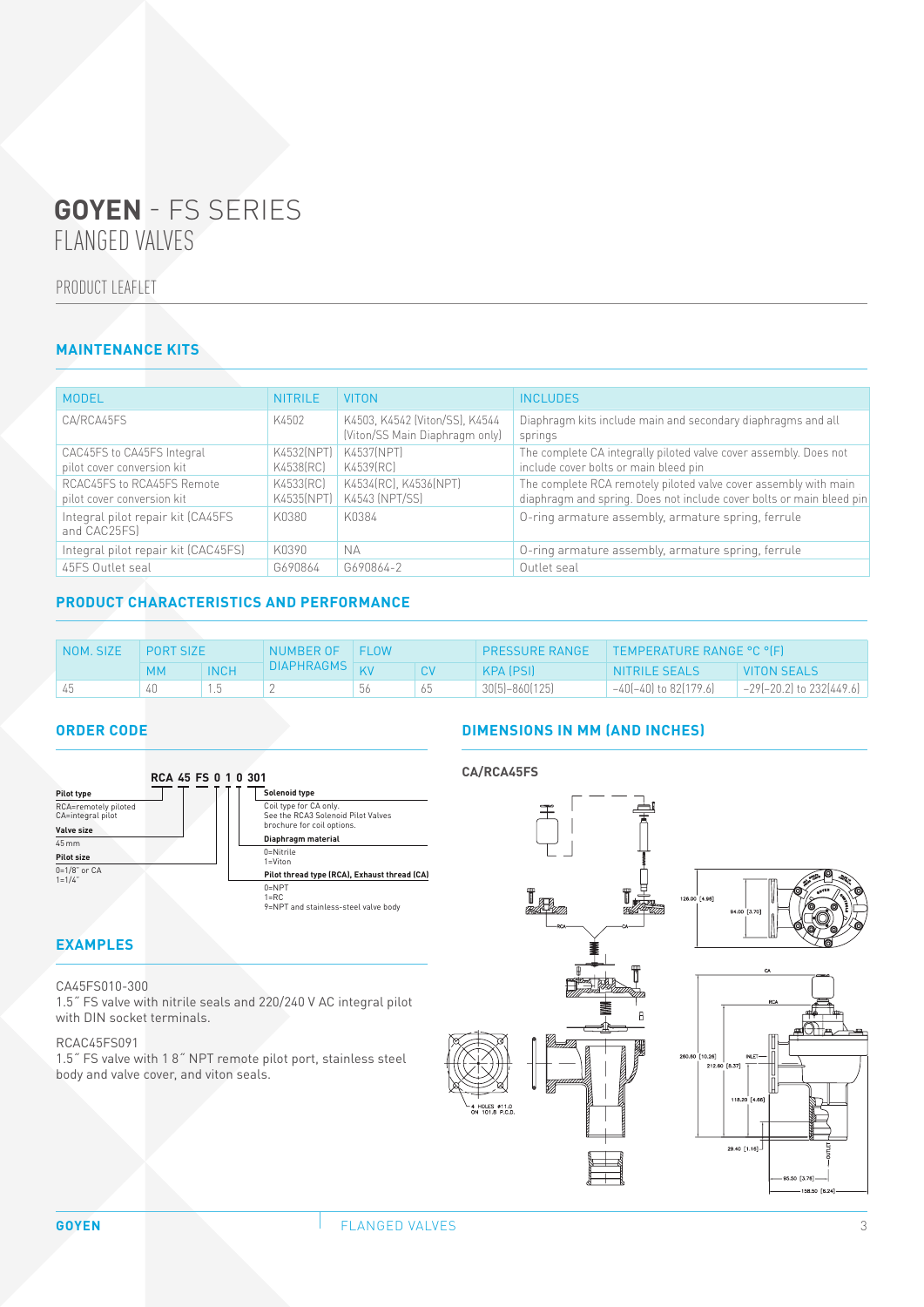# GOYEN - FS SERIES
## FLANGED VALVES

PRODUCT LEAFLET

### MAINTENANCE KITS

| MODEL | NITRILE | VITON | INCLUDES |
|---|---|---|---|
| CA/RCA45FS | K4502 | K4503, K4542 (Viton/SS), K4544 (Viton/SS Main Diaphragm only) | Diaphragm kits include main and secondary diaphragms and all springs |
| CAC45FS to CA45FS Integral pilot cover conversion kit | K4532(NPT) K4538(RC) | K4537(NPT) K4539(RC) | The complete CA integrally piloted valve cover assembly. Does not include cover bolts or main bleed pin |
| RCAC45FS to RCA45FS Remote pilot cover conversion kit | K4533(RC) K4535(NPT) | K4534(RC), K4536(NPT) K4543 (NPT/SS) | The complete RCA remotely piloted valve cover assembly with main diaphragm and spring. Does not include cover bolts or main bleed pin |
| Integral pilot repair kit (CA45FS and CAC25FS) | K0380 | K0384 | O-ring armature assembly, armature spring, ferrule |
| Integral pilot repair kit (CAC45FS) | K0390 | NA | O-ring armature assembly, armature spring, ferrule |
| 45FS Outlet seal | G690864 | G690864-2 | Outlet seal |

### PRODUCT CHARACTERISTICS AND PERFORMANCE

| NOM. SIZE | PORT SIZE | | NUMBER OF DIAPHRAGMS | FLOW | | PRESSURE RANGE | TEMPERATURE RANGE °C °(F) | |
|---|---|---|---|---|---|---|---|---|
| | MM | INCH | | KV | CV | KPA (PSI) | NITRILE SEALS | VITON SEALS |
| 45 | 40 | 1.5 | 2 | 56 | 65 | 30(5)–860(125) | −40(−40) to 82(179.6) | −29(−20.2) to 232(449.6) |

### ORDER CODE

**RCA 45 FS 0 1 0 301**

- **Pilot type**: RCA=remotely piloted, CA=integral pilot
- **Valve size**: 45 mm
- **Pilot size**: 0=1/8" or CA, 1=1/4"
- **Solenoid type**: Coil type for CA only. See the RCA3 Solenoid Pilot Valves brochure for coil options.
- **Diaphragm material**: 0=Nitrile, 1=Viton
- **Pilot thread type (RCA), Exhaust thread (CA)**: 0=NPT, 1=RC, 9=NPT and stainless-steel valve body

### EXAMPLES

CA45FS010-300
1.5" FS valve with nitrile seals and 220/240 V AC integral pilot with DIN socket terminals.

RCAC45FS091
1.5" FS valve with 1 8" NPT remote pilot port, stainless steel body and valve cover, and viton seals.

### DIMENSIONS IN MM (AND INCHES)

**CA/RCA45FS**

RCA CA

4 HOLES Ø11.0 ON 101.6 P.C.D.

128.00 [4.98] 94.00 [3.70]

CA RCA

260.60 [10.26] 212.60 [8.37] INLET 118.20 [4.65] 29.40 [1.16] OUTLET 95.50 [3.76] 158.50 [6.24]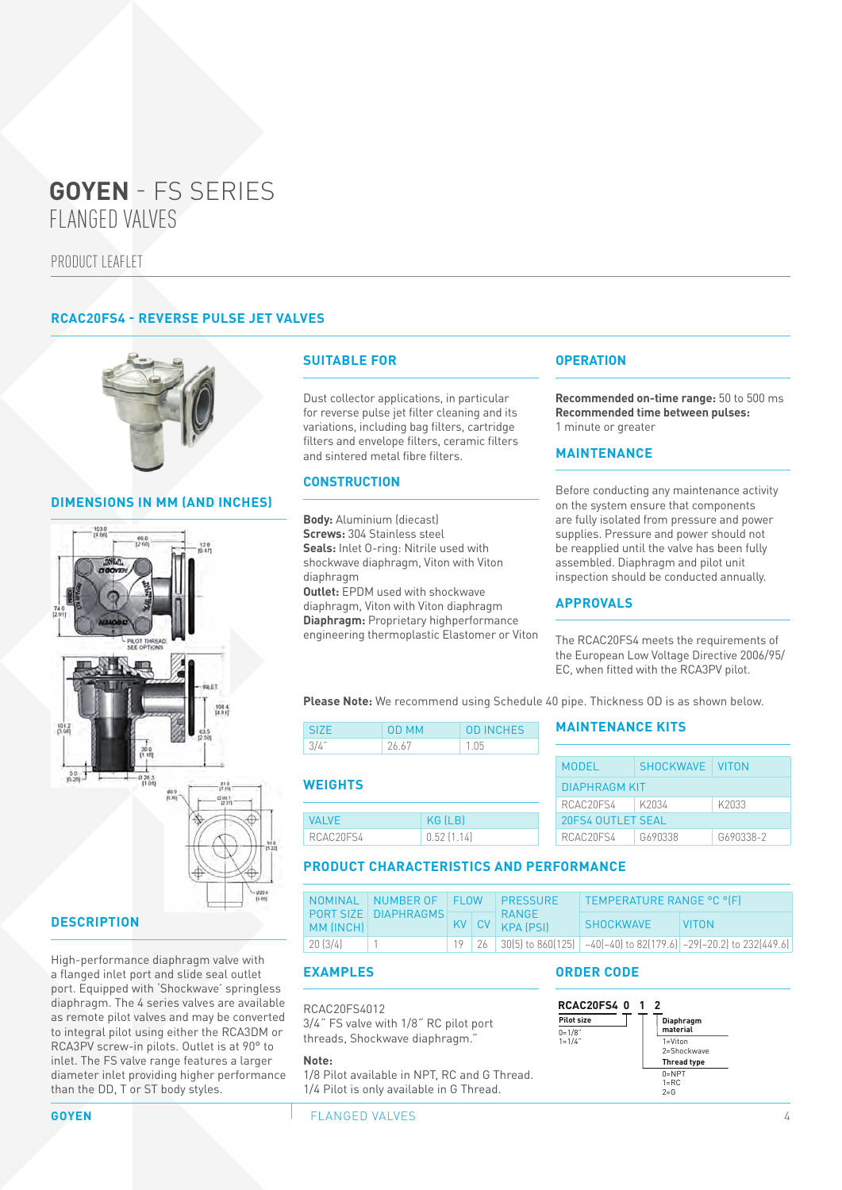# GOYEN - FS SERIES
FLANGED VALVES

PRODUCT LEAFLET

## RCAC20FS4 - REVERSE PULSE JET VALVES

### DIMENSIONS IN MM (AND INCHES)

### DESCRIPTION

High-performance diaphragm valve with a flanged inlet port and slide seal outlet port. Equipped with 'Shockwave' springless diaphragm. The 4 series valves are available as remote pilot valves and may be converted to integral pilot using either the RCA3DM or RCA3PV screw-in pilots. Outlet is at 90° to inlet. The FS valve range features a larger diameter inlet providing higher performance than the DD, T or ST body styles.

### SUITABLE FOR

Dust collector applications, in particular for reverse pulse jet filter cleaning and its variations, including bag filters, cartridge filters and envelope filters, ceramic filters and sintered metal fibre filters.

### CONSTRUCTION

**Body:** Aluminium (diecast)
**Screws:** 304 Stainless steel
**Seals:** Inlet O-ring: Nitrile used with shockwave diaphragm, Viton with Viton diaphragm
**Outlet:** EPDM used with shockwave diaphragm, Viton with Viton diaphragm
**Diaphragm:** Proprietary highperformance engineering thermoplastic Elastomer or Viton

### OPERATION

**Recommended on-time range:** 50 to 500 ms
**Recommended time between pulses:** 1 minute or greater

### MAINTENANCE

Before conducting any maintenance activity on the system ensure that components are fully isolated from pressure and power supplies. Pressure and power should not be reapplied until the valve has been fully assembled. Diaphragm and pilot unit inspection should be conducted annually.

### APPROVALS

The RCAC20FS4 meets the requirements of the European Low Voltage Directive 2006/95/EC, when fitted with the RCA3PV pilot.

**Please Note:** We recommend using Schedule 40 pipe. Thickness OD is as shown below.

| SIZE | OD MM | OD INCHES |
|---|---|---|
| 3/4" | 26.67 | 1.05 |

### WEIGHTS

| VALVE | KG (LB) |
|---|---|
| RCAC20FS4 | 0.52 (1.14) |

### MAINTENANCE KITS

| MODEL | SHOCKWAVE | VITON |
|---|---|---|
| DIAPHRAGM KIT | | |
| RCAC20FS4 | K2034 | K2033 |
| 20FS4 OUTLET SEAL | | |
| RCAC20FS4 | G690338 | G690338-2 |

### PRODUCT CHARACTERISTICS AND PERFORMANCE

| NOMINAL PORT SIZE MM (INCH) | NUMBER OF DIAPHRAGMS | FLOW | | PRESSURE RANGE KPA (PSI) | TEMPERATURE RANGE °C °(F) | |
|---|---|---|---|---|---|---|
| | | KV | CV | | SHOCKWAVE | VITON |
| 20 (3/4) | 1 | 19 | 26 | 30(5) to 860(125) | -40(-40) to 82(179.6) | -29(-20.2) to 232(449.6) |

### EXAMPLES

RCAC20FS4012
3/4" FS valve with 1/8" RC pilot port threads, Shockwave diaphragm."

**Note:**
1/8 Pilot available in NPT, RC and G Thread.
1/4 Pilot is only available in G Thread.

### ORDER CODE

**RCAC20FS4 0 1 2**

- **Pilot size:** 0=1/8", 1=1/4"
- **Diaphragm material:** 1=Viton, 2=Shockwave
- **Thread type:** 0=NPT, 1=RC, 2=G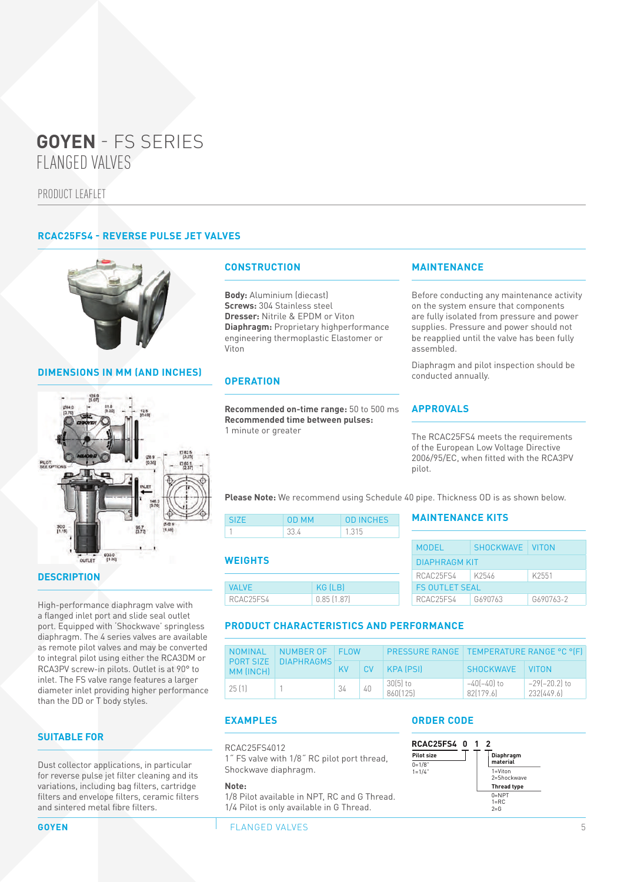# GOYEN - FS SERIES
FLANGED VALVES

PRODUCT LEAFLET

## RCAC25FS4 - REVERSE PULSE JET VALVES

### DIMENSIONS IN MM (AND INCHES)

### DESCRIPTION

High-performance diaphragm valve with a flanged inlet port and slide seal outlet port. Equipped with 'Shockwave' springless diaphragm. The 4 series valves are available as remote pilot valves and may be converted to integral pilot using either the RCA3DM or RCA3PV screw-in pilots. Outlet is at 90° to inlet. The FS valve range features a larger diameter inlet providing higher performance than the DD or T body styles.

### SUITABLE FOR

Dust collector applications, in particular for reverse pulse jet filter cleaning and its variations, including bag filters, cartridge filters and envelope filters, ceramic filters and sintered metal fibre filters.

### CONSTRUCTION

**Body:** Aluminium (diecast)
**Screws:** 304 Stainless steel
**Dresser:** Nitrile & EPDM or Viton
**Diaphragm:** Proprietary highperformance engineering thermoplastic Elastomer or Viton

### OPERATION

**Recommended on-time range:** 50 to 500 ms
**Recommended time between pulses:** 1 minute or greater

### MAINTENANCE

Before conducting any maintenance activity on the system ensure that components are fully isolated from pressure and power supplies. Pressure and power should not be reapplied until the valve has been fully assembled.

Diaphragm and pilot inspection should be conducted annually.

### APPROVALS

The RCAC25FS4 meets the requirements of the European Low Voltage Directive 2006/95/EC, when fitted with the RCA3PV pilot.

**Please Note:** We recommend using Schedule 40 pipe. Thickness OD is as shown below.

| SIZE | OD MM | OD INCHES |
|---|---|---|
| 1 | 33.4 | 1.315 |

### WEIGHTS

| VALVE | KG (LB) |
|---|---|
| RCAC25FS4 | 0.85 (1.87) |

### MAINTENANCE KITS

| MODEL | SHOCKWAVE | VITON |
|---|---|---|
| DIAPHRAGM KIT | | |
| RCAC25FS4 | K2546 | K2551 |
| FS OUTLET SEAL | | |
| RCAC25FS4 | G690763 | G690763-2 |

### PRODUCT CHARACTERISTICS AND PERFORMANCE

| NOMINAL PORT SIZE MM (INCH) | NUMBER OF DIAPHRAGMS | FLOW | | PRESSURE RANGE | TEMPERATURE RANGE °C °(F) | |
|---|---|---|---|---|---|---|
| | | KV | CV | KPA (PSI) | SHOCKWAVE | VITON |
| 25 (1) | 1 | 34 | 40 | 30(5) to 860(125) | −40(−40) to 82(179.6) | −29(−20.2) to 232(449.6) |

### EXAMPLES

RCAC25FS4012
1˝ FS valve with 1/8˝ RC pilot port thread, Shockwave diaphragm.

**Note:**
1/8 Pilot available in NPT, RC and G Thread.
1/4 Pilot is only available in G Thread.

### ORDER CODE

**RCAC25FS4 0 1 2**

- **Pilot size** (first digit): 0=1/8˝, 1=1/4˝
- **Thread type** (second digit): 0=NPT, 1=RC, 2=G
- **Diaphragm material** (third digit): 1=Viton, 2=Shockwave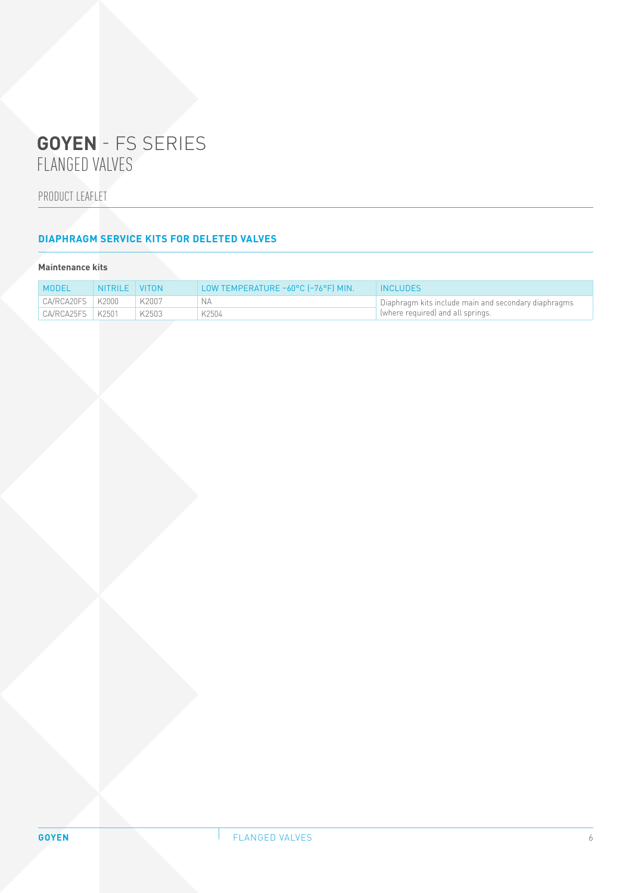# **GOYEN** - FS SERIES
FLANGED VALVES

PRODUCT LEAFLET

## DIAPHRAGM SERVICE KITS FOR DELETED VALVES

**Maintenance kits**

| MODEL | NITRILE | VITON | LOW TEMPERATURE –60°C (–76°F) MIN. | INCLUDES |
|---|---|---|---|---|
| CA/RCA20FS | K2000 | K2007 | NA | Diaphragm kits include main and secondary diaphragms (where required) and all springs. |
| CA/RCA25FS | K2501 | K2503 | K2504 | |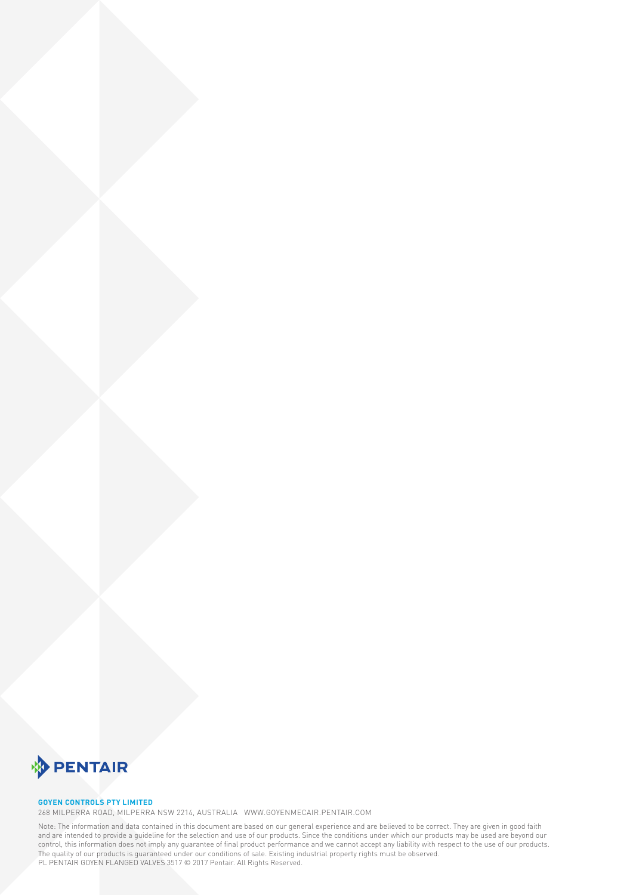PENTAIR

**GOYEN CONTROLS PTY LIMITED**

268 MILPERRA ROAD, MILPERRA NSW 2214, AUSTRALIA WWW.GOYENMECAIR.PENTAIR.COM

Note: The information and data contained in this document are based on our general experience and are believed to be correct. They are given in good faith and are intended to provide a guideline for the selection and use of our products. Since the conditions under which our products may be used are beyond our control, this information does not imply any guarantee of final product performance and we cannot accept any liability with respect to the use of our products. The quality of our products is guaranteed under our conditions of sale. Existing industrial property rights must be observed.
PL PENTAIR GOYEN FLANGED VALVES 3517 © 2017 Pentair. All Rights Reserved.